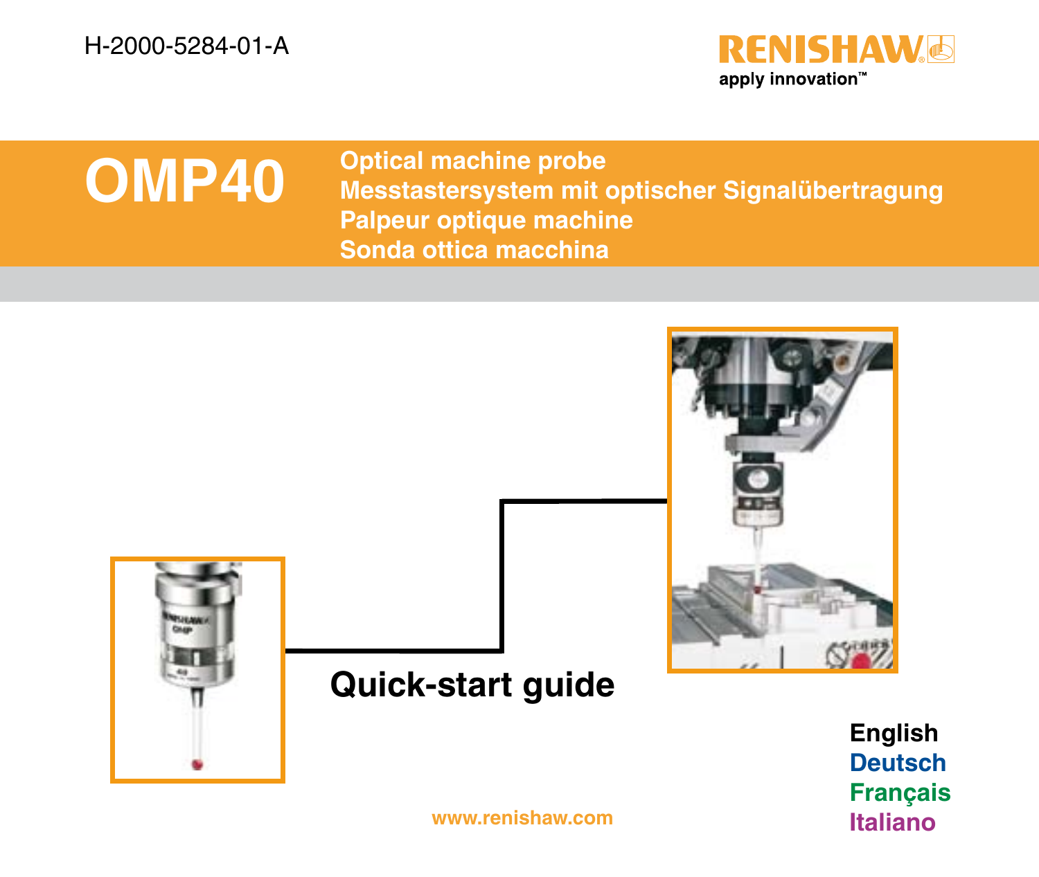H-2000-5284-01-A

RENISHAW
apply innovation™

# OMP40

**Optical machine probe**
**Messtastersystem mit optischer Signalübertragung**
**Palpeur optique machine**
**Sonda ottica macchina**

## Quick-start guide

**English**
**Deutsch**
**Français**
**Italiano**

www.renishaw.com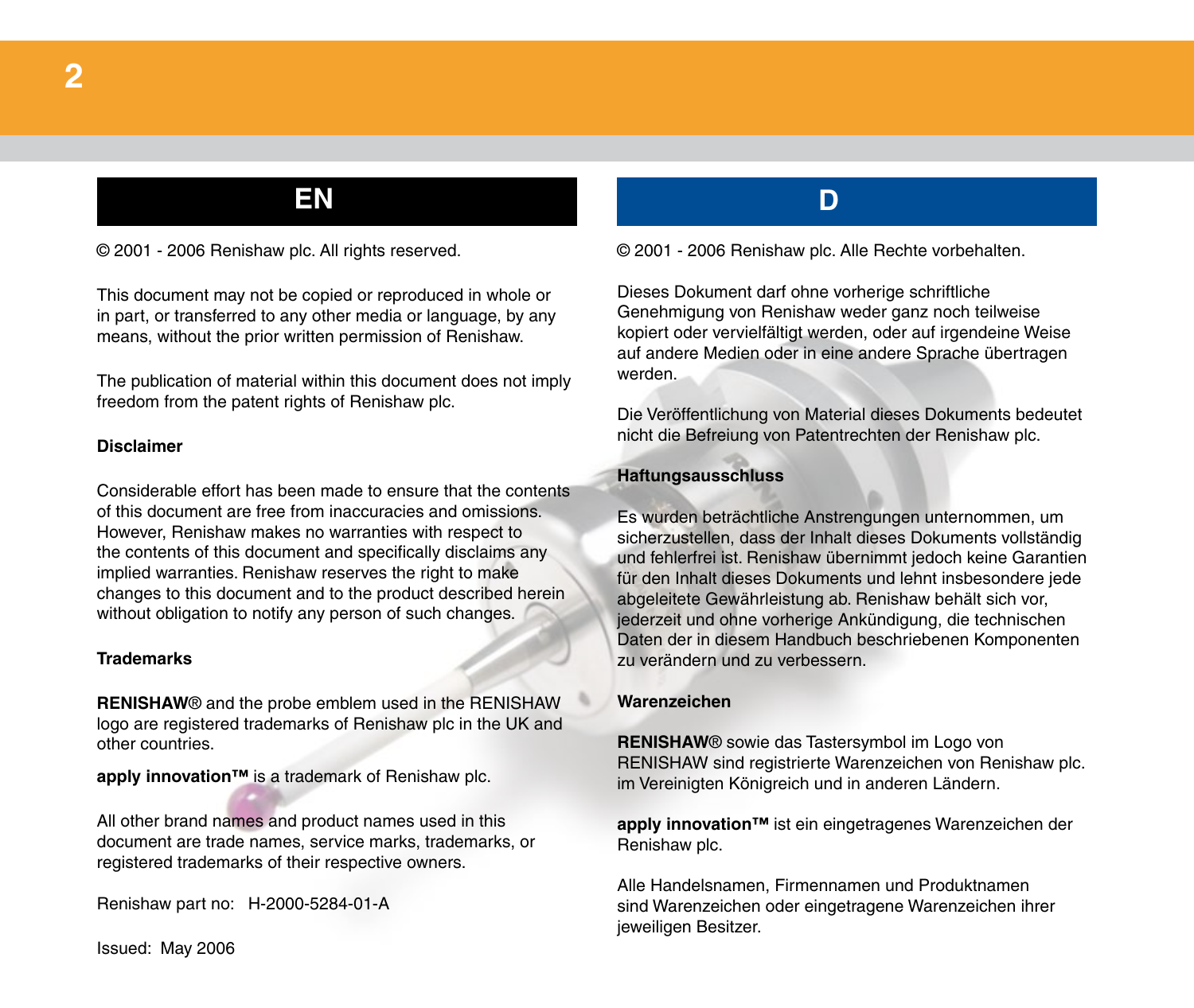## EN

© 2001 - 2006 Renishaw plc. All rights reserved.

This document may not be copied or reproduced in whole or in part, or transferred to any other media or language, by any means, without the prior written permission of Renishaw.

The publication of material within this document does not imply freedom from the patent rights of Renishaw plc.

**Disclaimer**

Considerable effort has been made to ensure that the contents of this document are free from inaccuracies and omissions. However, Renishaw makes no warranties with respect to the contents of this document and specifically disclaims any implied warranties. Renishaw reserves the right to make changes to this document and to the product described herein without obligation to notify any person of such changes.

**Trademarks**

**RENISHAW**® and the probe emblem used in the RENISHAW logo are registered trademarks of Renishaw plc in the UK and other countries.

**apply innovation™** is a trademark of Renishaw plc.

All other brand names and product names used in this document are trade names, service marks, trademarks, or registered trademarks of their respective owners.

Renishaw part no: H-2000-5284-01-A

Issued: May 2006

## D

© 2001 - 2006 Renishaw plc. Alle Rechte vorbehalten.

Dieses Dokument darf ohne vorherige schriftliche Genehmigung von Renishaw weder ganz noch teilweise kopiert oder vervielfältigt werden, oder auf irgendeine Weise auf andere Medien oder in eine andere Sprache übertragen werden.

Die Veröffentlichung von Material dieses Dokuments bedeutet nicht die Befreiung von Patentrechten der Renishaw plc.

**Haftungsausschluss**

Es wurden beträchtliche Anstrengungen unternommen, um sicherzustellen, dass der Inhalt dieses Dokuments vollständig und fehlerfrei ist. Renishaw übernimmt jedoch keine Garantien für den Inhalt dieses Dokuments und lehnt insbesondere jede abgeleitete Gewährleistung ab. Renishaw behält sich vor, jederzeit und ohne vorherige Ankündigung, die technischen Daten der in diesem Handbuch beschriebenen Komponenten zu verändern und zu verbessern.

**Warenzeichen**

**RENISHAW**® sowie das Tastersymbol im Logo von RENISHAW sind registrierte Warenzeichen von Renishaw plc. im Vereinigten Königreich und in anderen Ländern.

**apply innovation™** ist ein eingetragenes Warenzeichen der Renishaw plc.

Alle Handelsnamen, Firmennamen und Produktnamen sind Warenzeichen oder eingetragene Warenzeichen ihrer jeweiligen Besitzer.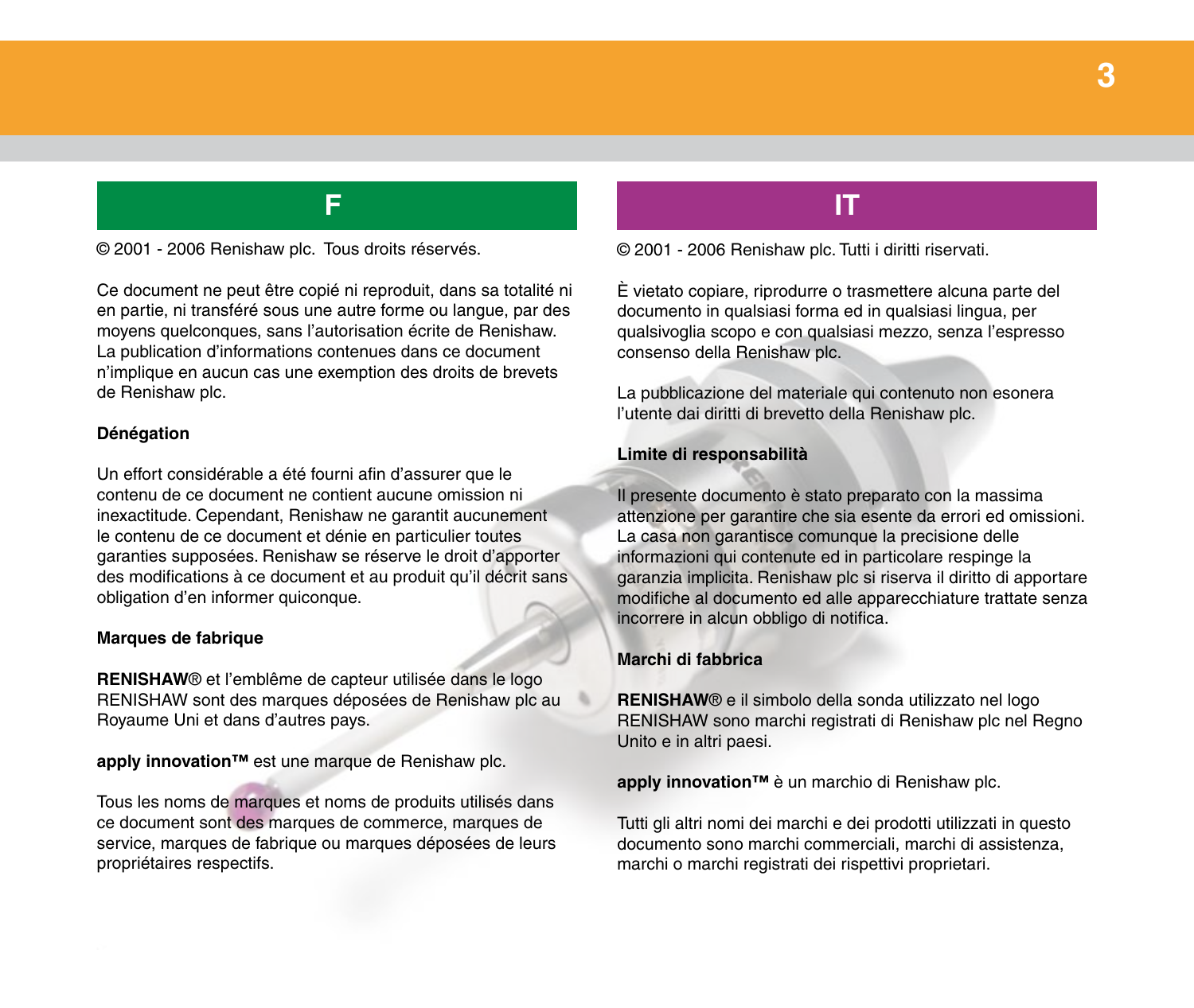## F

© 2001 - 2006 Renishaw plc. Tous droits réservés.

Ce document ne peut être copié ni reproduit, dans sa totalité ni en partie, ni transféré sous une autre forme ou langue, par des moyens quelconques, sans l'autorisation écrite de Renishaw. La publication d'informations contenues dans ce document n'implique en aucun cas une exemption des droits de brevets de Renishaw plc.

### Dénégation

Un effort considérable a été fourni afin d'assurer que le contenu de ce document ne contient aucune omission ni inexactitude. Cependant, Renishaw ne garantit aucunement le contenu de ce document et dénie en particulier toutes garanties supposées. Renishaw se réserve le droit d'apporter des modifications à ce document et au produit qu'il décrit sans obligation d'en informer quiconque.

### Marques de fabrique

**RENISHAW**® et l'emblême de capteur utilisée dans le logo RENISHAW sont des marques déposées de Renishaw plc au Royaume Uni et dans d'autres pays.

**apply innovation™** est une marque de Renishaw plc.

Tous les noms de marques et noms de produits utilisés dans ce document sont des marques de commerce, marques de service, marques de fabrique ou marques déposées de leurs propriétaires respectifs.

## IT

© 2001 - 2006 Renishaw plc. Tutti i diritti riservati.

È vietato copiare, riprodurre o trasmettere alcuna parte del documento in qualsiasi forma ed in qualsiasi lingua, per qualsivoglia scopo e con qualsiasi mezzo, senza l'espresso consenso della Renishaw plc.

La pubblicazione del materiale qui contenuto non esonera l'utente dai diritti di brevetto della Renishaw plc.

### Limite di responsabilità

Il presente documento è stato preparato con la massima attenzione per garantire che sia esente da errori ed omissioni. La casa non garantisce comunque la precisione delle informazioni qui contenute ed in particolare respinge la garanzia implicita. Renishaw plc si riserva il diritto di apportare modifiche al documento ed alle apparecchiature trattate senza incorrere in alcun obbligo di notifica.

### Marchi di fabbrica

**RENISHAW**® e il simbolo della sonda utilizzato nel logo RENISHAW sono marchi registrati di Renishaw plc nel Regno Unito e in altri paesi.

**apply innovation™** è un marchio di Renishaw plc.

Tutti gli altri nomi dei marchi e dei prodotti utilizzati in questo documento sono marchi commerciali, marchi di assistenza, marchi o marchi registrati dei rispettivi proprietari.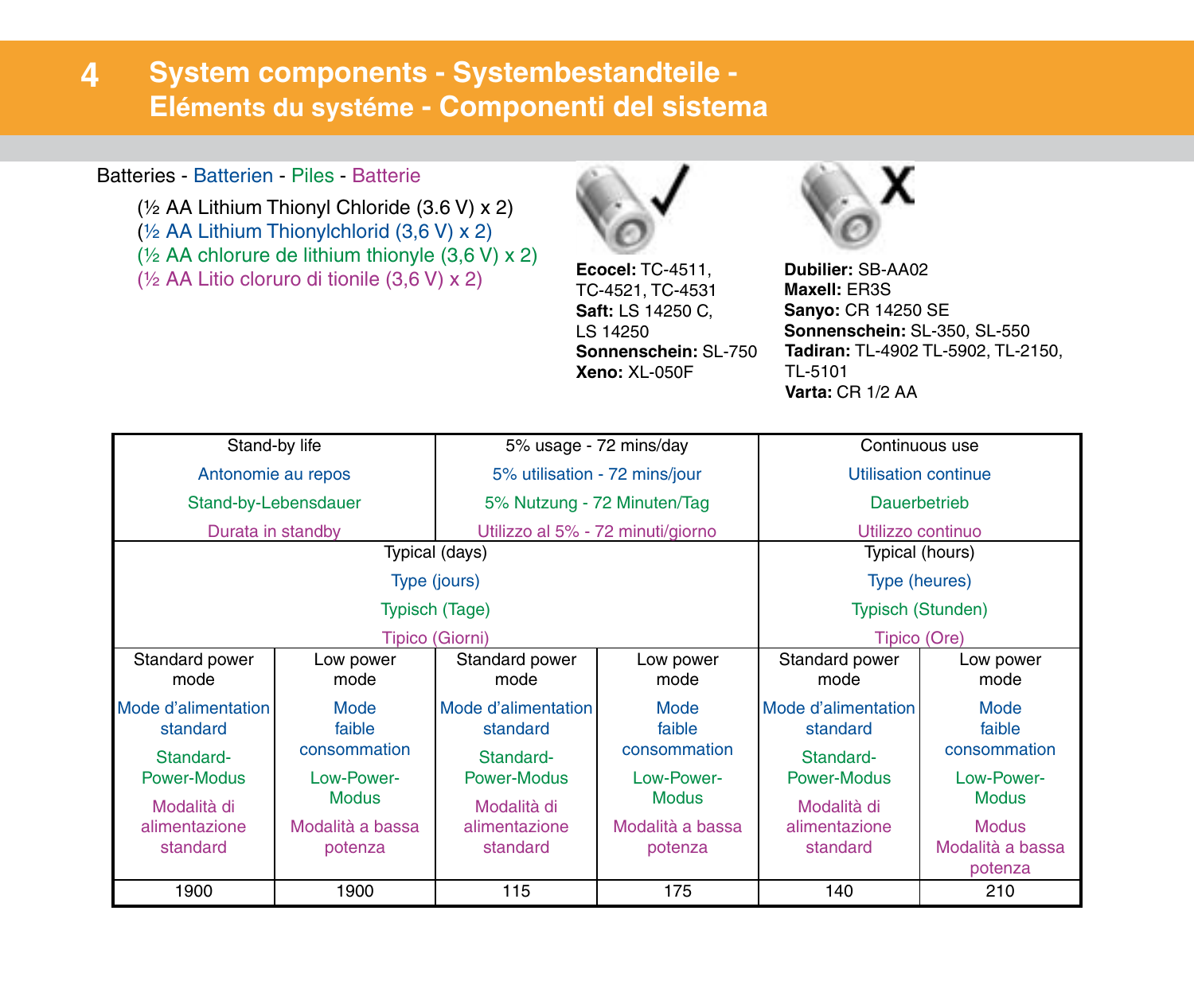# 4 System components - Systembestandteile - Eléments du systéme - Componenti del sistema

Batteries - Batterien - Piles - Batterie

(½ AA Lithium Thionyl Chloride (3.6 V) x 2)
(½ AA Lithium Thionylchlorid (3,6 V) x 2)
(½ AA chlorure de lithium thionyle (3,6 V) x 2)
(½ AA Litio cloruro di tionile (3,6 V) x 2)

✓

**Ecocel:** TC-4511, TC-4521, TC-4531
**Saft:** LS 14250 C, LS 14250
**Sonnenschein:** SL-750
**Xeno:** XL-050F

X

**Dubilier:** SB-AA02
**Maxell:** ER3S
**Sanyo:** CR 14250 SE
**Sonnenschein:** SL-350, SL-550
**Tadiran:** TL-4902 TL-5902, TL-2150, TL-5101
**Varta:** CR 1/2 AA

| Stand-by life / Antonomie au repos / Stand-by-Lebensdauer / Durata in standby | | 5% usage - 72 mins/day / 5% utilisation - 72 mins/jour / 5% Nutzung - 72 Minuten/Tag / Utilizzo al 5% - 72 minuti/giorno | | Continuous use / Utilisation continue / Dauerbetrieb / Utilizzo continuo | |
|---|---|---|---|---|---|
| Typical (days) / Type (jours) / Typisch (Tage) / Tipico (Giorni) | | | | Typical (hours) / Type (heures) / Typisch (Stunden) / Tipico (Ore) | |
| Standard power mode / Mode d'alimentation standard / Standard-Power-Modus / Modalità di alimentazione standard | Low power mode / Mode faible consommation / Low-Power-Modus / Modalità a bassa potenza | Standard power mode / Mode d'alimentation standard / Standard-Power-Modus / Modalità di alimentazione standard | Low power mode / Mode faible consommation / Low-Power-Modus / Modalità a bassa potenza | Standard power mode / Mode d'alimentation standard / Standard-Power-Modus / Modalità di alimentazione standard | Low power mode / Mode faible consommation / Low-Power-Modus / Modus Modalità a bassa potenza |
| 1900 | 1900 | 115 | 175 | 140 | 210 |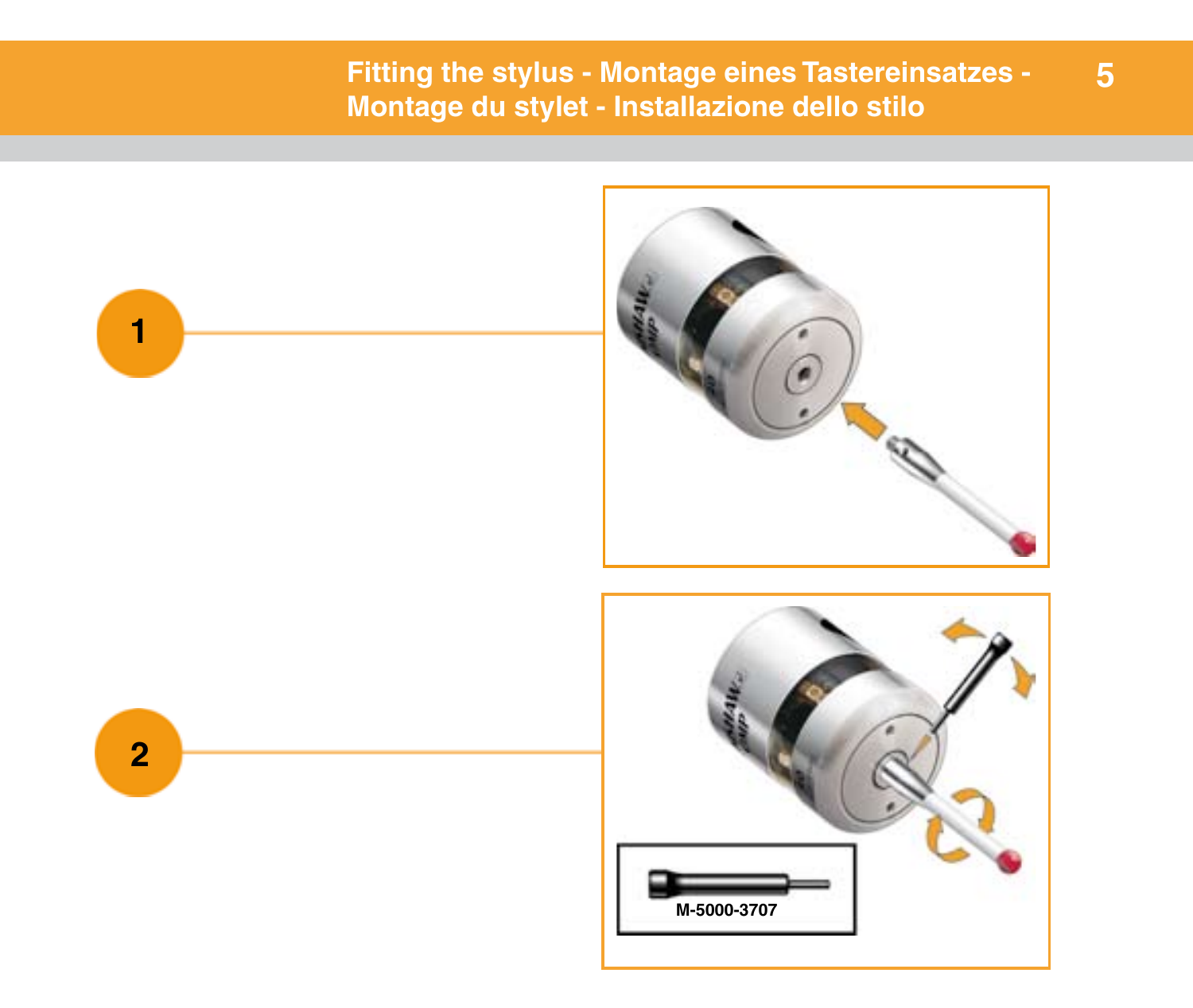# Fitting the stylus - Montage eines Tastereinsatzes - Montage du stylet - Installazione dello stilo

1

2

M-5000-3707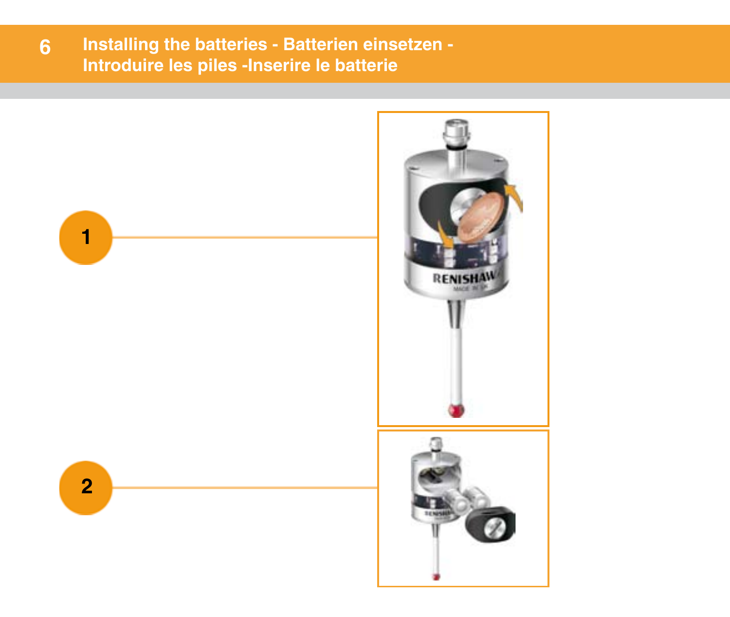# 6 Installing the batteries - Batterien einsetzen - Introduire les piles -Inserire le batterie

1

2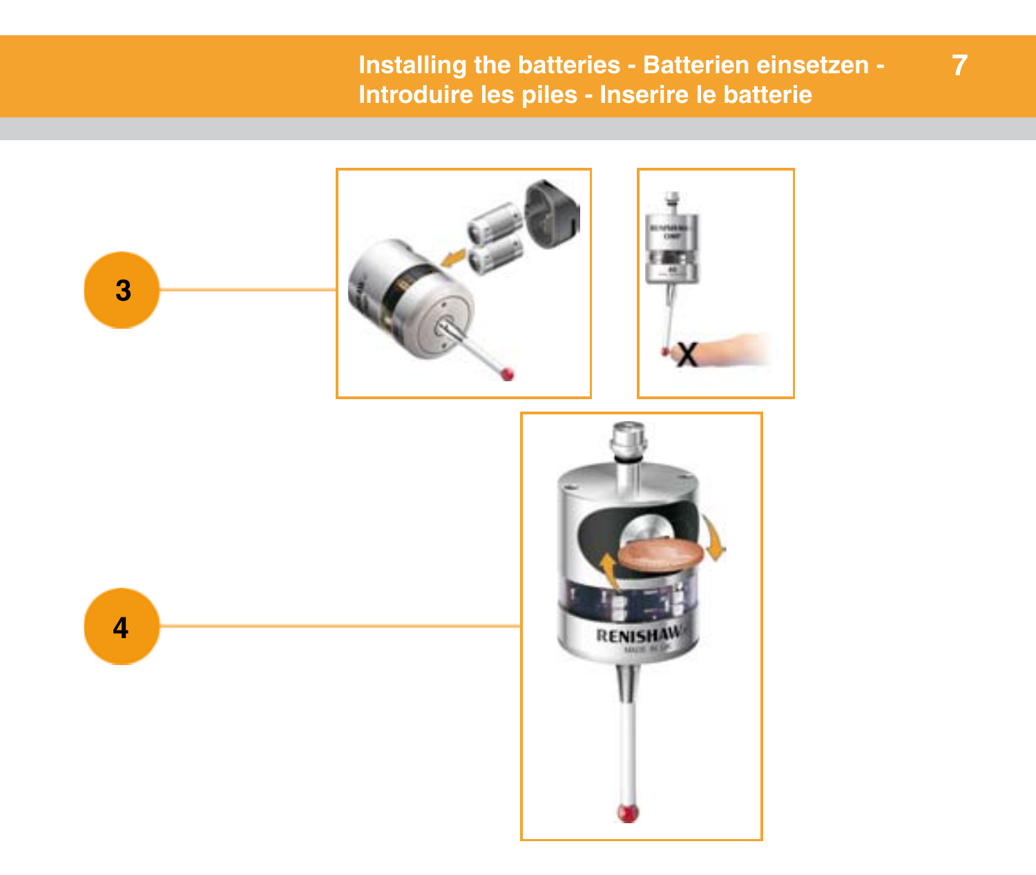# Installing the batteries - Batterien einsetzen - Introduire les piles - Inserire le batterie

3

4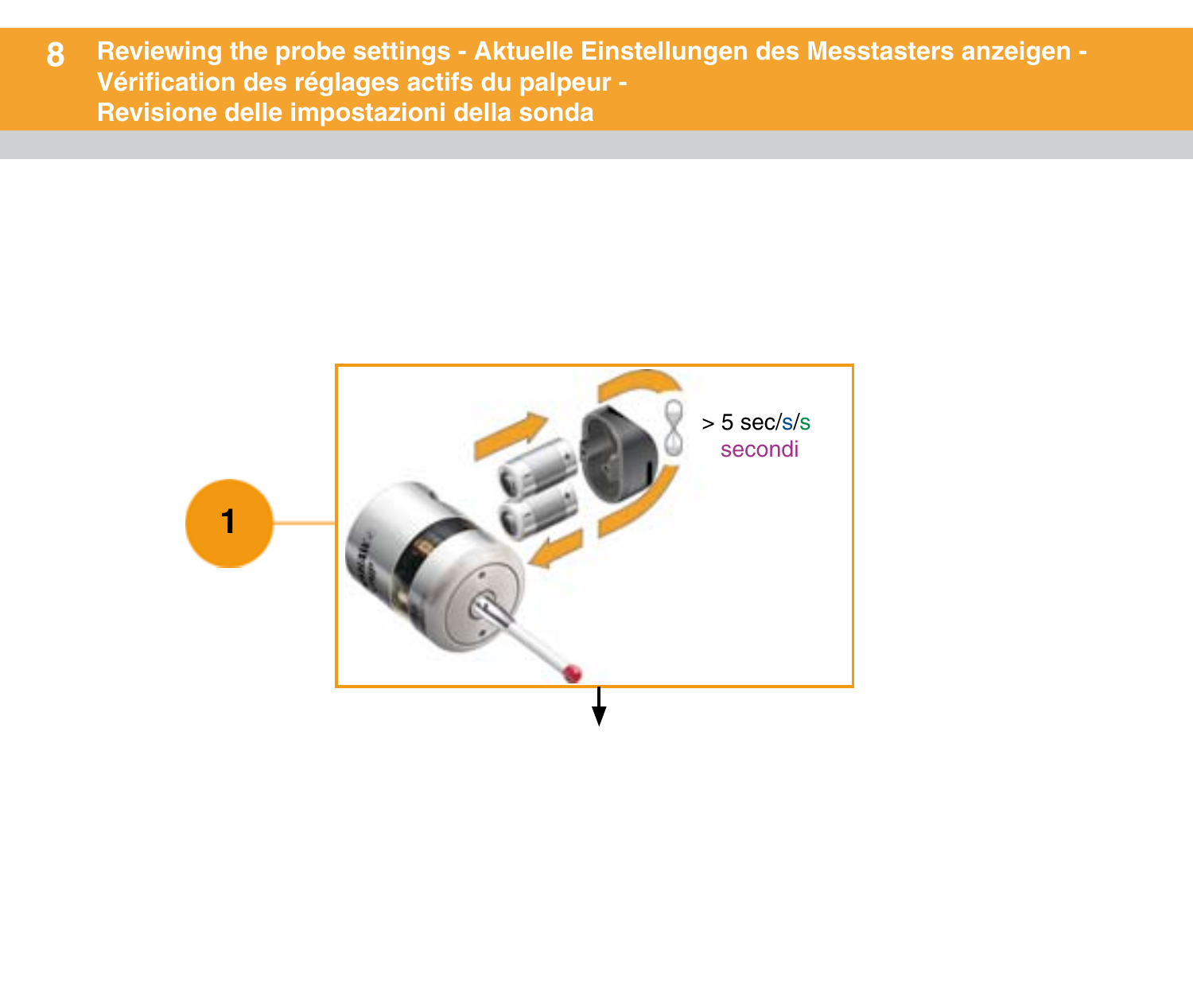# 8 Reviewing the probe settings - Aktuelle Einstellungen des Messtasters anzeigen - Vérification des réglages actifs du palpeur - Revisione delle impostazioni della sonda

1

> 5 sec/s/s
secondi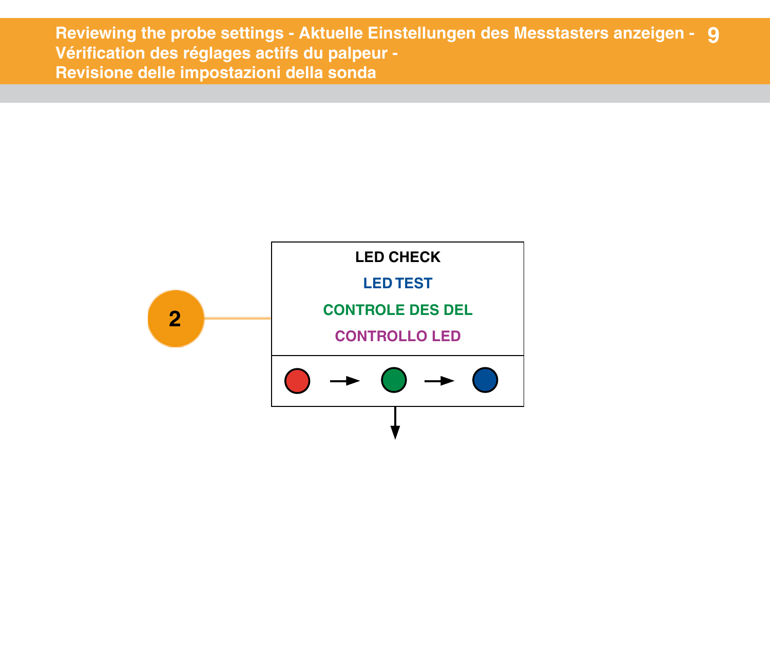# Reviewing the probe settings - Aktuelle Einstellungen des Messtasters anzeigen - Vérification des réglages actifs du palpeur - Revisione delle impostazioni della sonda

2

LED CHECK

LED TEST

CONTROLE DES DEL

CONTROLLO LED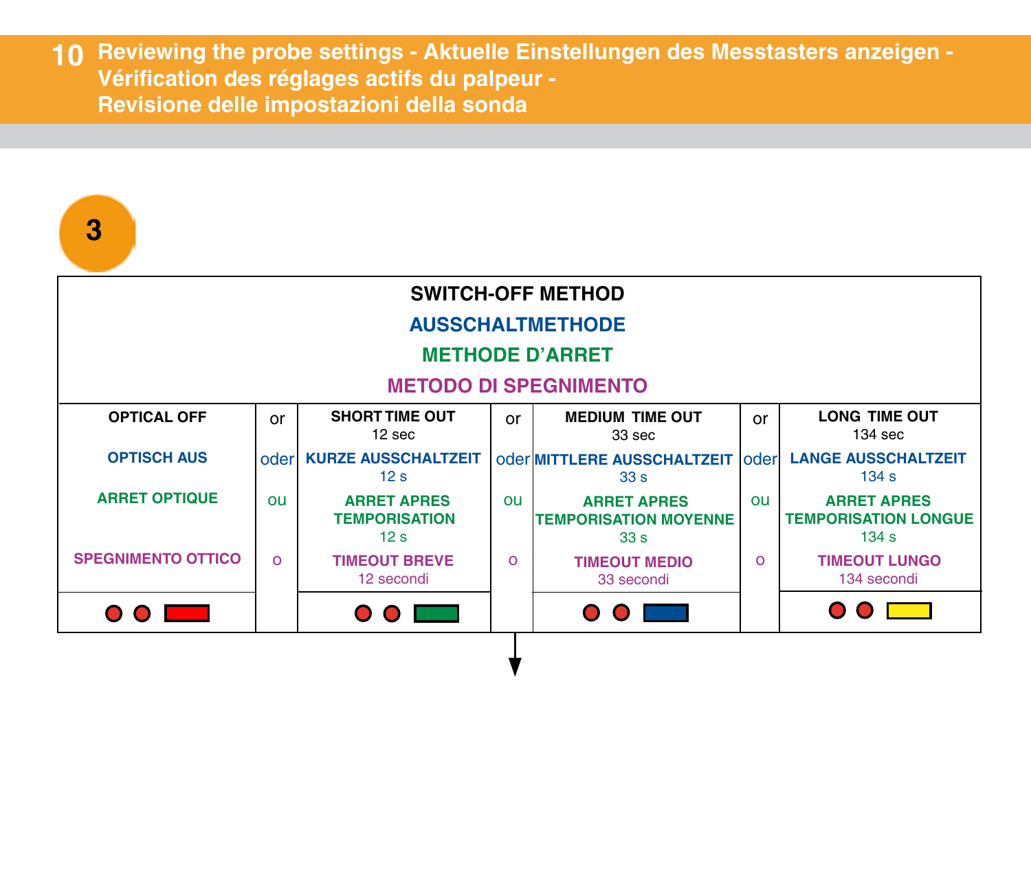# 10 Reviewing the probe settings - Aktuelle Einstellungen des Messtasters anzeigen - Vérification des réglages actifs du palpeur - Revisione delle impostazioni della sonda

**3**

| SWITCH-OFF METHOD<br>AUSSCHALTMETHODE<br>METHODE D'ARRET<br>METODO DI SPEGNIMENTO | | | | | | |
|---|---|---|---|---|---|---|
| **OPTICAL OFF**<br>**OPTISCH AUS**<br>**ARRET OPTIQUE**<br>**SPEGNIMENTO OTTICO** | or<br>oder<br>ou<br>o | **SHORT TIME OUT** 12 sec<br>**KURZE AUSSCHALTZEIT** 12 s<br>**ARRET APRES TEMPORISATION** 12 s<br>**TIMEOUT BREVE** 12 secondi | or<br>oder<br>ou<br>o | **MEDIUM TIME OUT** 33 sec<br>**MITTLERE AUSSCHALTZEIT** 33 s<br>**ARRET APRES TEMPORISATION MOYENNE** 33 s<br>**TIMEOUT MEDIO** 33 secondi | or<br>oder<br>ou<br>o | **LONG TIME OUT** 134 sec<br>**LANGE AUSSCHALTZEIT** 134 s<br>**ARRET APRES TEMPORISATION LONGUE** 134 s<br>**TIMEOUT LUNGO** 134 secondi |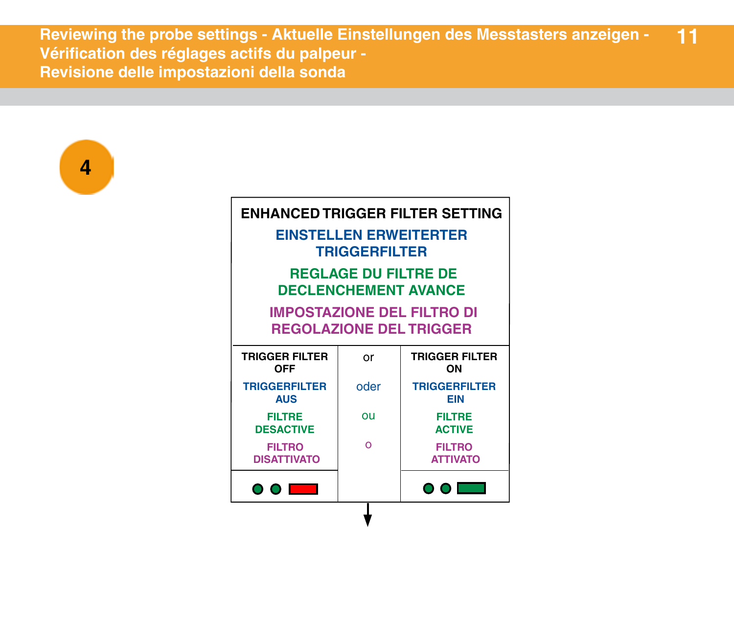# Reviewing the probe settings - Aktuelle Einstellungen des Messtasters anzeigen - Vérification des réglages actifs du palpeur - Revisione delle impostazioni della sonda

**4**

| ENHANCED TRIGGER FILTER SETTING<br>EINSTELLEN ERWEITERTER TRIGGERFILTER<br>REGLAGE DU FILTRE DE DECLENCHEMENT AVANCE<br>IMPOSTAZIONE DEL FILTRO DI REGOLAZIONE DEL TRIGGER | | |
|---|---|---|
| **TRIGGER FILTER OFF**<br>**TRIGGERFILTER AUS**<br>**FILTRE DESACTIVE**<br>**FILTRO DISATTIVATO** | or<br>oder<br>ou<br>o | **TRIGGER FILTER ON**<br>**TRIGGERFILTER EIN**<br>**FILTRE ACTIVE**<br>**FILTRO ATTIVATO** |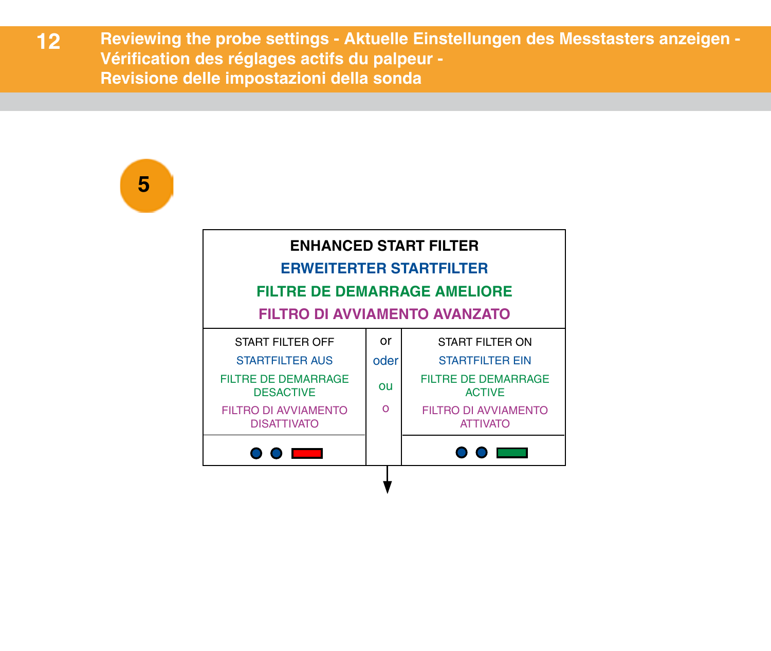# Reviewing the probe settings - Aktuelle Einstellungen des Messtasters anzeigen - Vérification des réglages actifs du palpeur - Revisione delle impostazioni della sonda

**5**

| ENHANCED START FILTER<br>ERWEITERTER STARTFILTER<br>FILTRE DE DEMARRAGE AMELIORE<br>FILTRO DI AVVIAMENTO AVANZATO | | |
|---|---|---|
| START FILTER OFF<br>STARTFILTER AUS<br>FILTRE DE DEMARRAGE DESACTIVE<br>FILTRO DI AVVIAMENTO DISATTIVATO | or<br>oder<br>ou<br>o | START FILTER ON<br>STARTFILTER EIN<br>FILTRE DE DEMARRAGE ACTIVE<br>FILTRO DI AVVIAMENTO ATTIVATO |
| ● ● ▬ (red) | | ● ● ▬ (green) |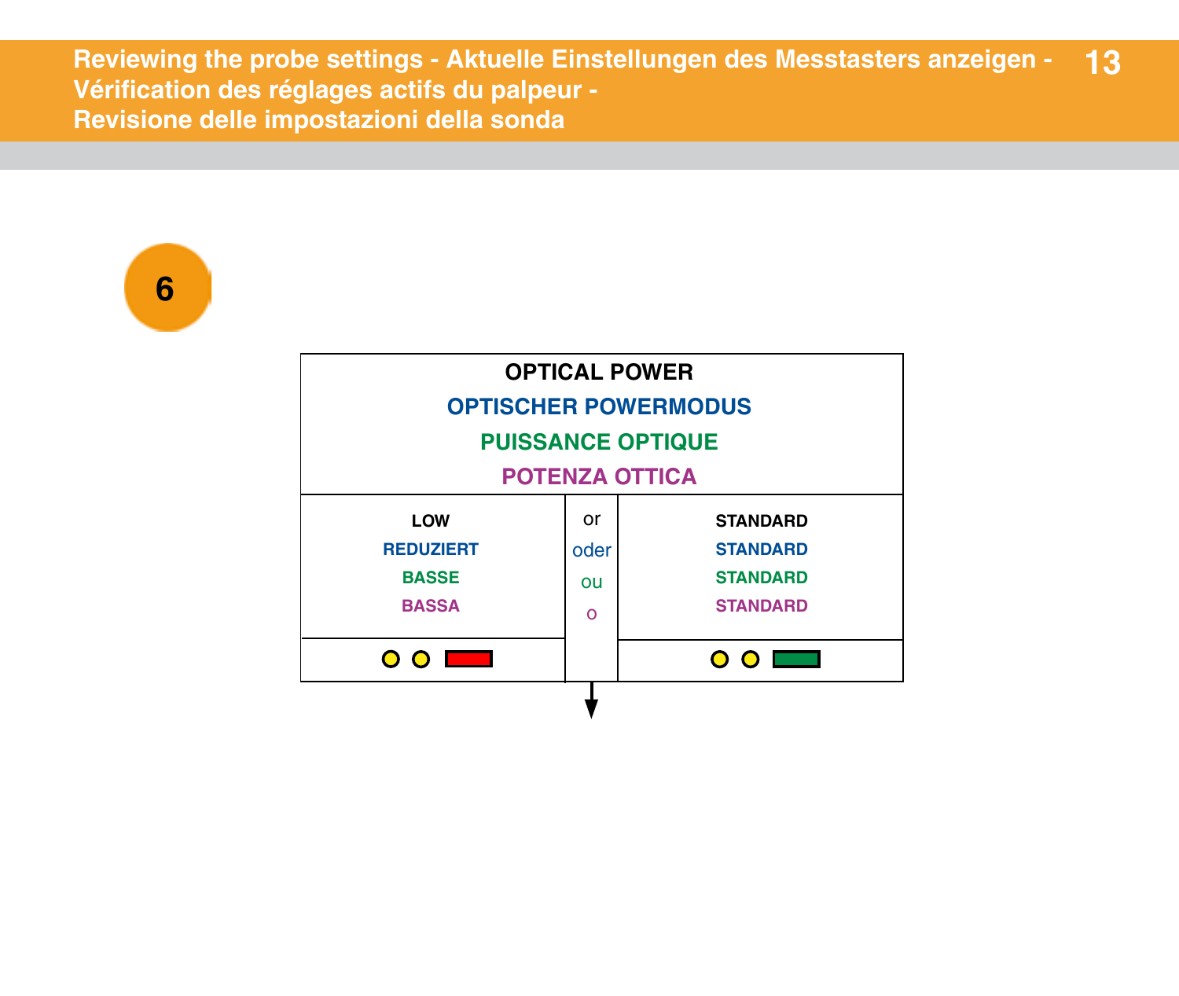# Reviewing the probe settings - Aktuelle Einstellungen des Messtasters anzeigen - Vérification des réglages actifs du palpeur - Revisione delle impostazioni della sonda

**6**

| OPTICAL POWER<br>OPTISCHER POWERMODUS<br>PUISSANCE OPTIQUE<br>POTENZA OTTICA | | |
|---|---|---|
| LOW<br>REDUZIERT<br>BASSE<br>BASSA | or<br>oder<br>ou<br>o | STANDARD<br>STANDARD<br>STANDARD<br>STANDARD |
| ● ● ▬ (red) | | ● ● ▬ (green) |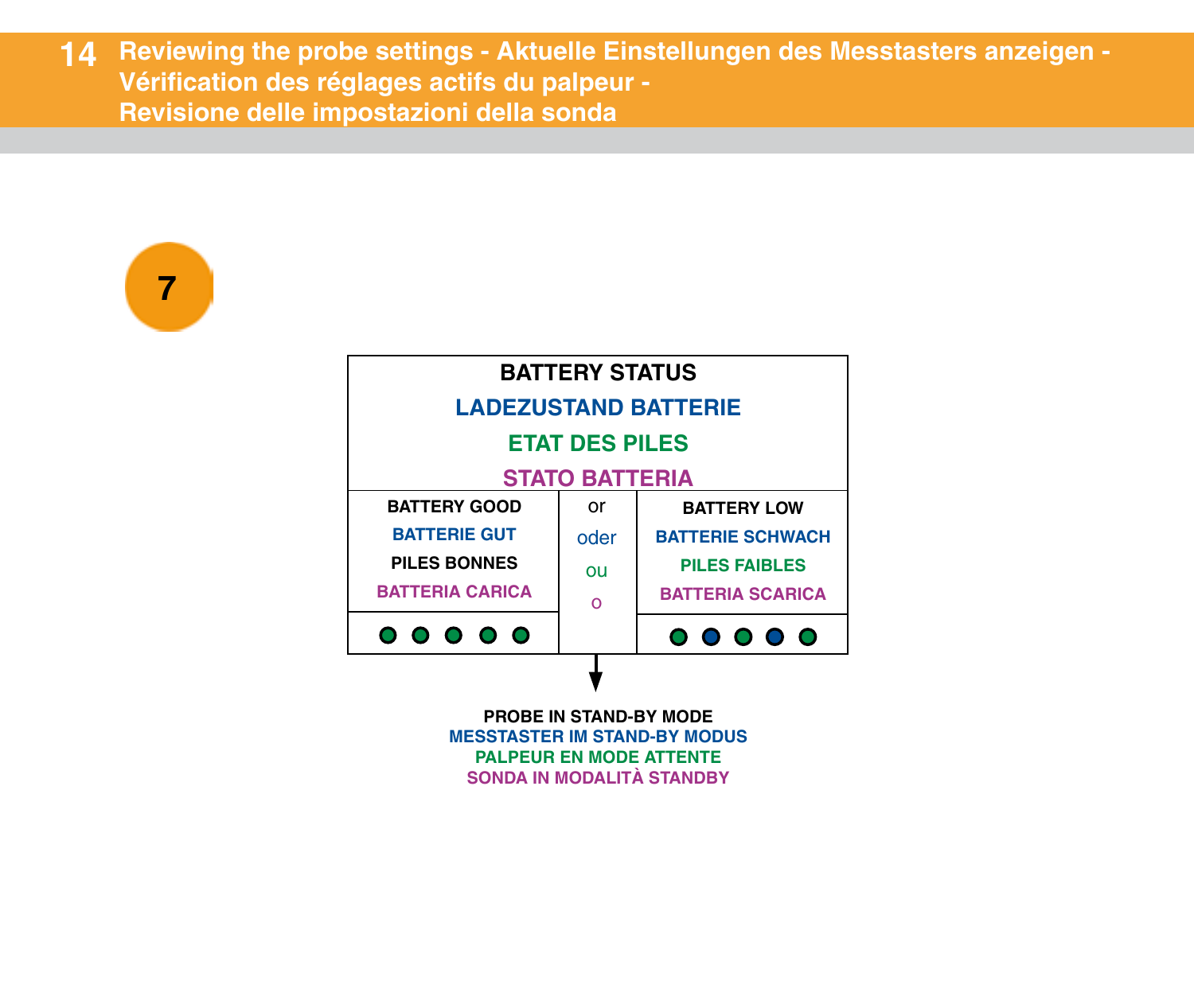# Reviewing the probe settings - Aktuelle Einstellungen des Messtasters anzeigen - Vérification des réglages actifs du palpeur - Revisione delle impostazioni della sonda

**7**

| BATTERY STATUS<br>LADEZUSTAND BATTERIE<br>ETAT DES PILES<br>STATO BATTERIA | | |
|---|---|---|
| BATTERY GOOD<br>BATTERIE GUT<br>PILES BONNES<br>BATTERIA CARICA | or<br>oder<br>ou<br>o | BATTERY LOW<br>BATTERIE SCHWACH<br>PILES FAIBLES<br>BATTERIA SCARICA |
| ● ● ● ● ● (green, green, green, green, green) | | ● ● ● ● ● (green, blue, green, blue, green) |

↓

**PROBE IN STAND-BY MODE**
**MESSTASTER IM STAND-BY MODUS**
**PALPEUR EN MODE ATTENTE**
**SONDA IN MODALITÀ STANDBY**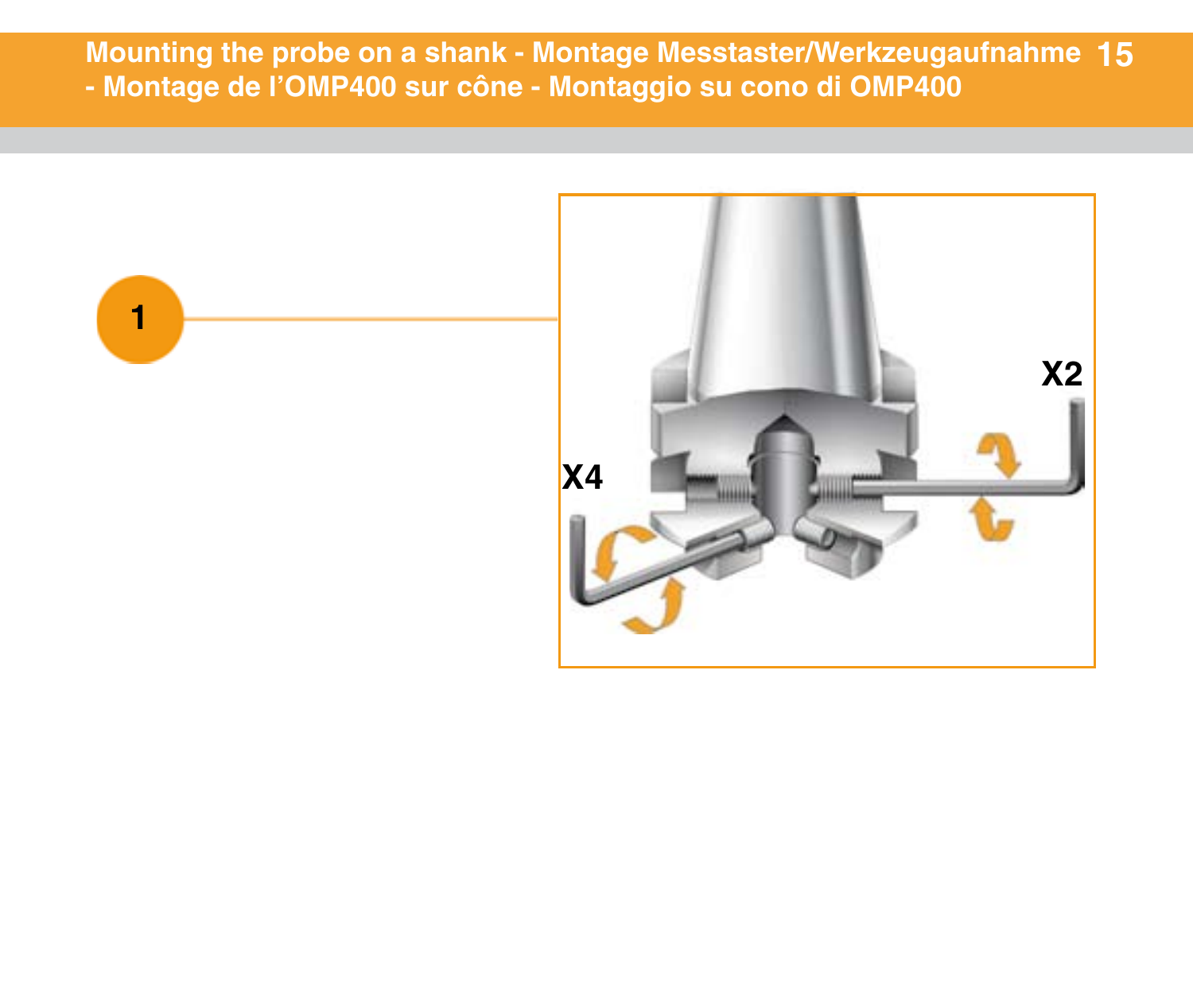# Mounting the probe on a shank - Montage Messtaster/Werkzeugaufnahme - Montage de l'OMP400 sur cône - Montaggio su cono di OMP400

1

X2

X4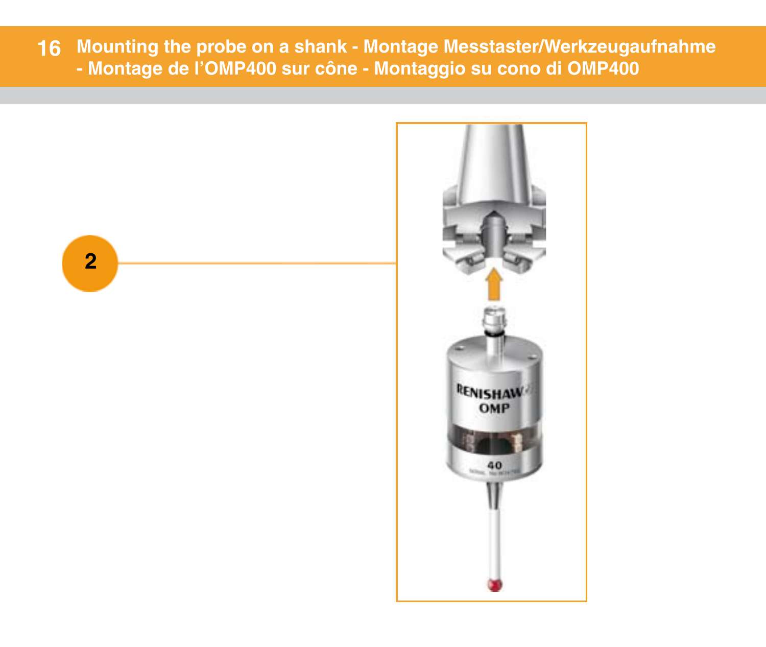# Mounting the probe on a shank - Montage Messtaster/Werkzeugaufnahme - Montage de l'OMP400 sur cône - Montaggio su cono di OMP400

2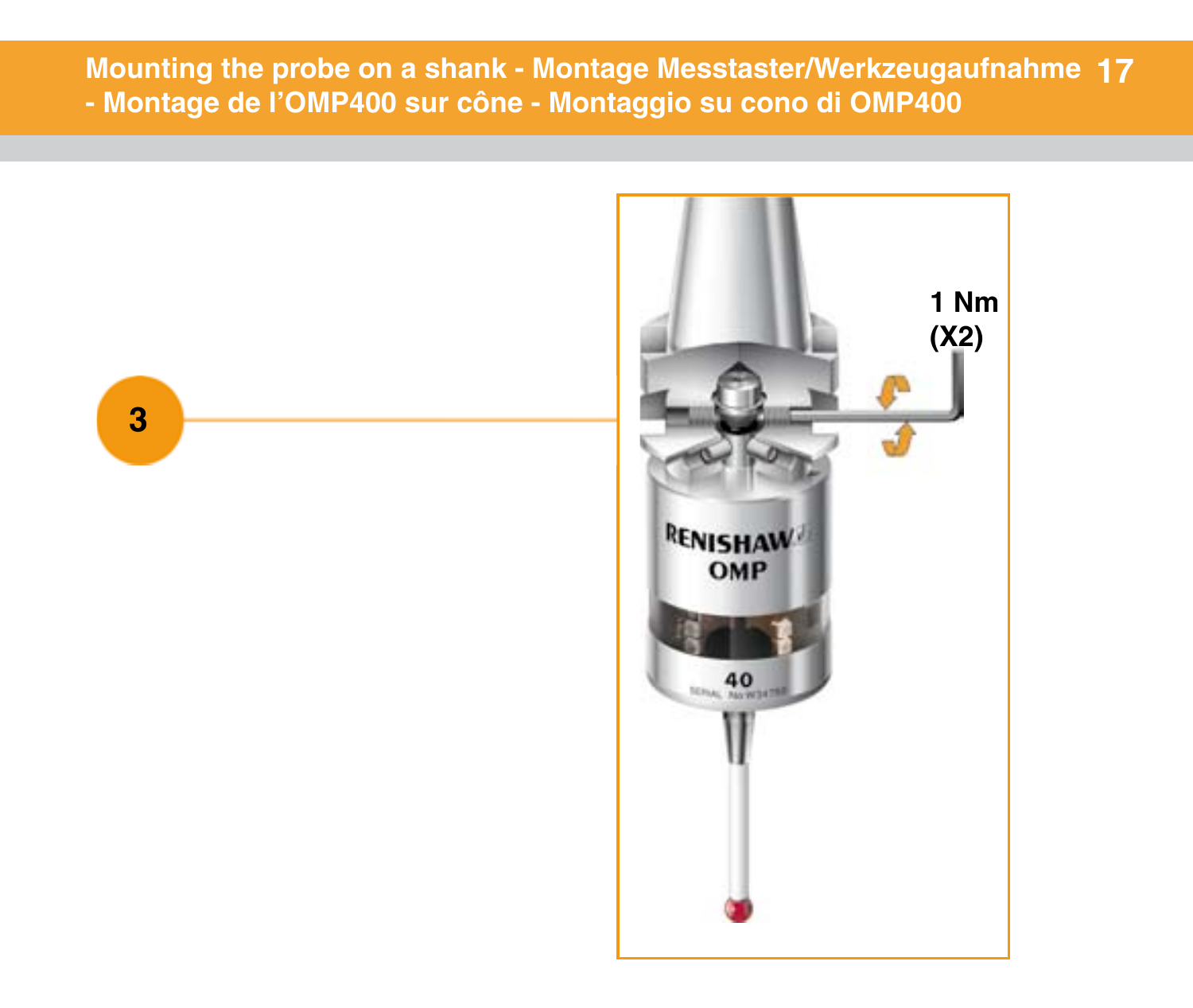# Mounting the probe on a shank - Montage Messtaster/Werkzeugaufnahme - Montage de l'OMP400 sur cône - Montaggio su cono di OMP400

3

1 Nm
(X2)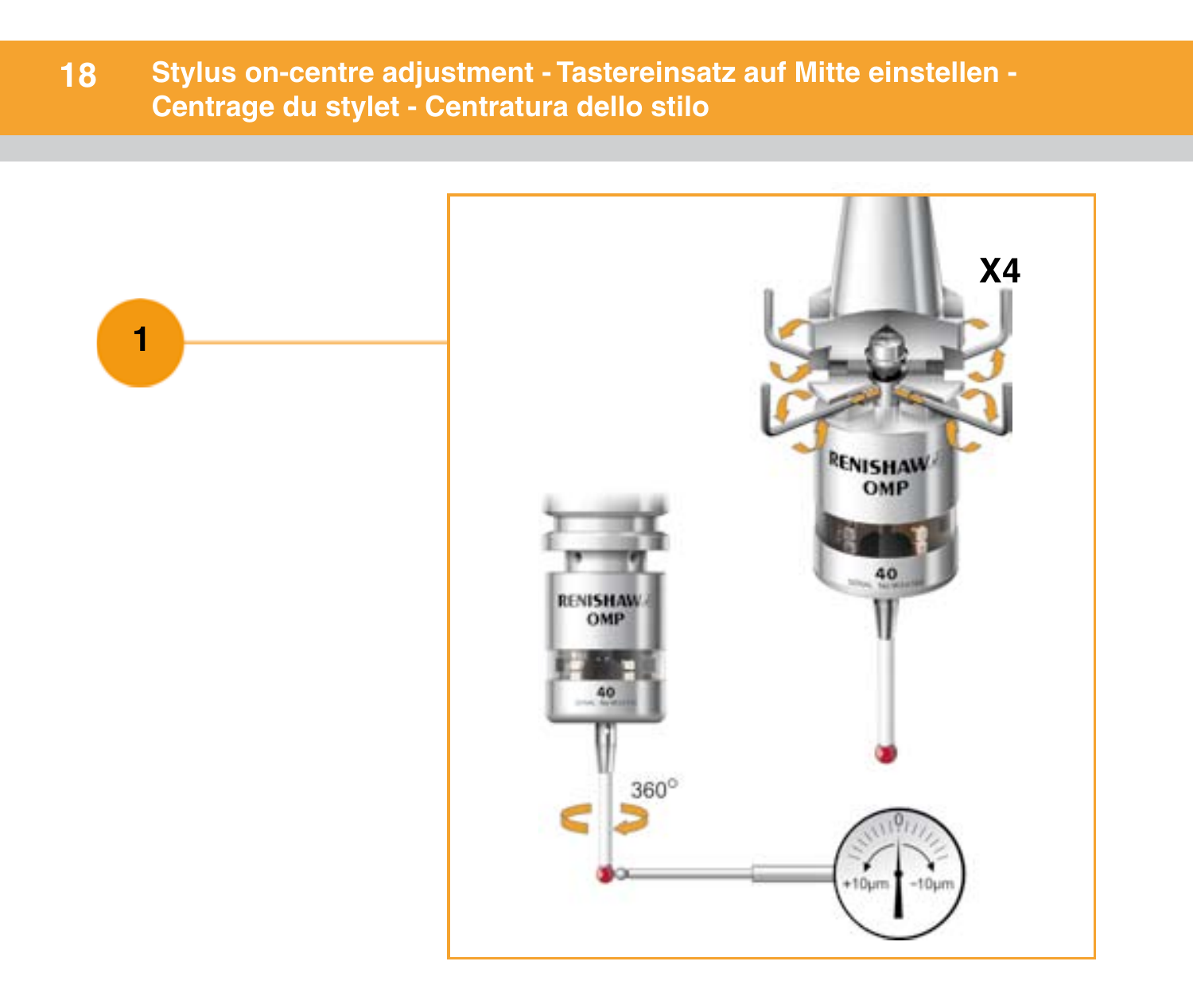# Stylus on-centre adjustment - Tastereinsatz auf Mitte einstellen - Centrage du stylet - Centratura dello stilo

1

X4

360°

+10µm -10µm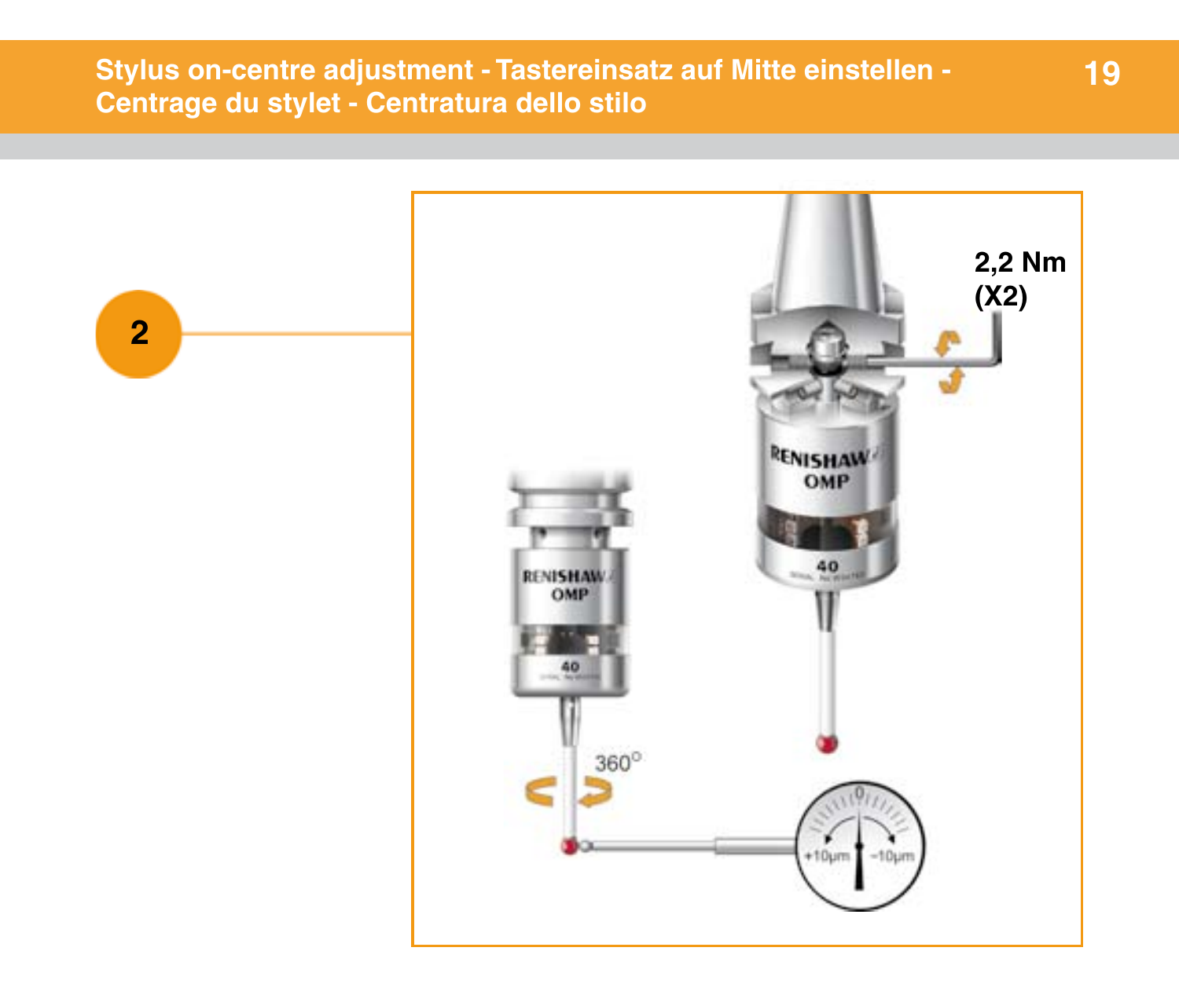# Stylus on-centre adjustment - Tastereinsatz auf Mitte einstellen - Centrage du stylet - Centratura dello stilo

**2**

2,2 Nm
(X2)

360°

+10µm -10µm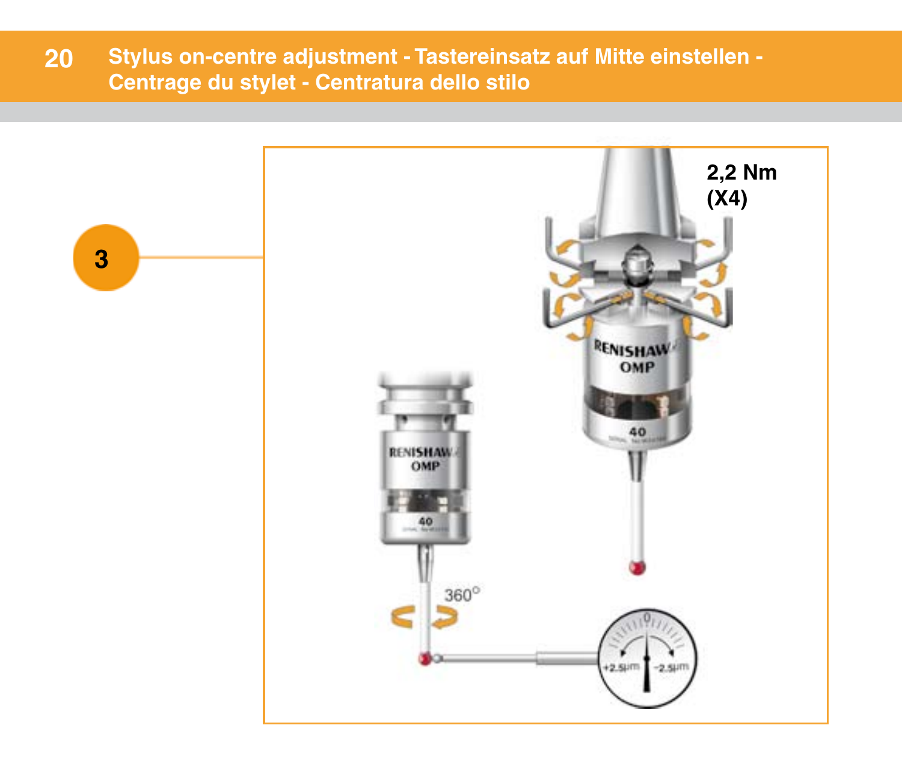# Stylus on-centre adjustment - Tastereinsatz auf Mitte einstellen - Centrage du stylet - Centratura dello stilo

3

2,2 Nm
(X4)

360°

+2.5μm -2.5μm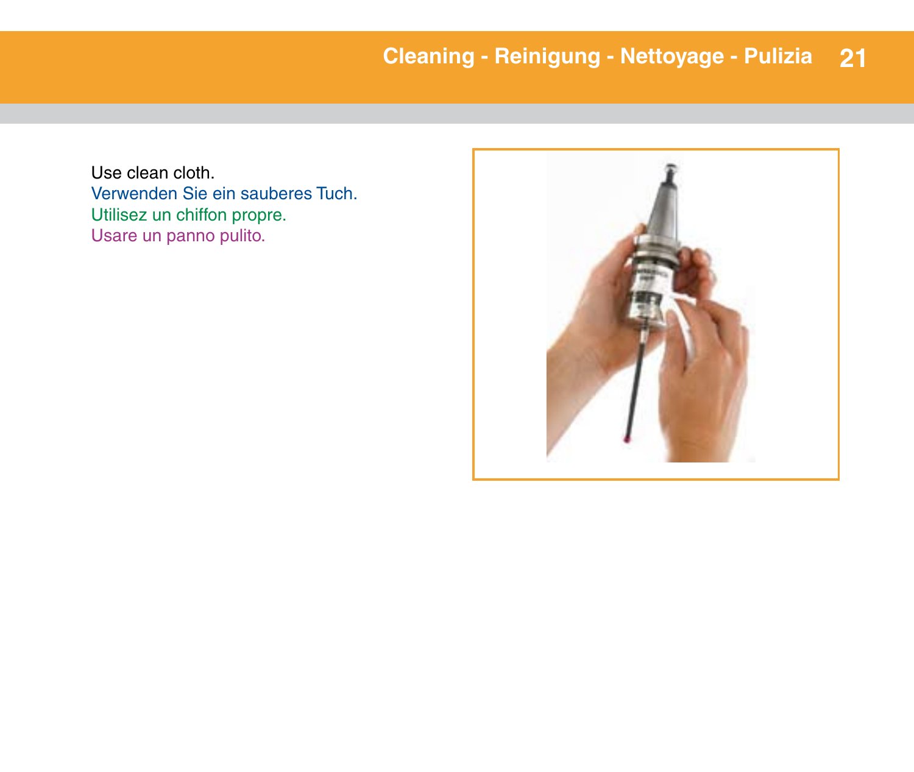# Cleaning - Reinigung - Nettoyage - Pulizia

Use clean cloth.
Verwenden Sie ein sauberes Tuch.
Utilisez un chiffon propre.
Usare un panno pulito.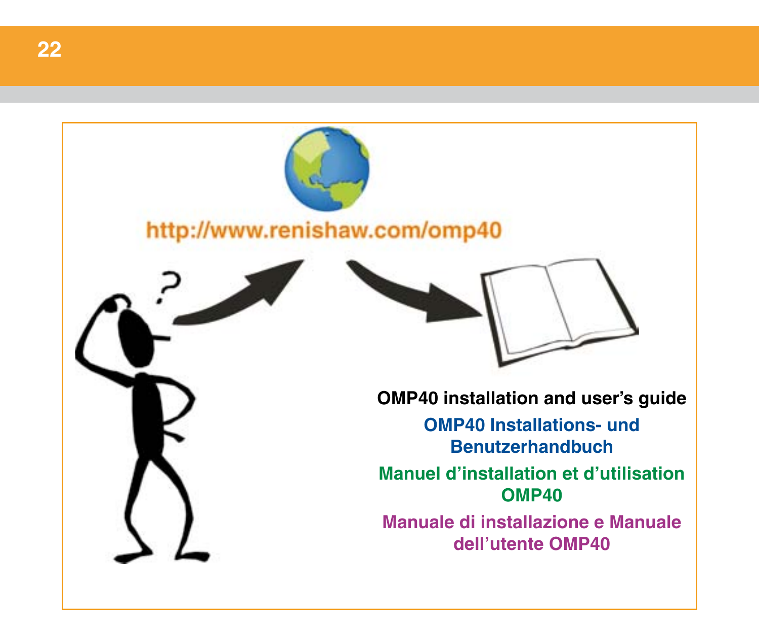http://www.renishaw.com/omp40

**OMP40 installation and user's guide**

**OMP40 Installations- und Benutzerhandbuch**

**Manuel d'installation et d'utilisation OMP40**

**Manuale di installazione e Manuale dell'utente OMP40**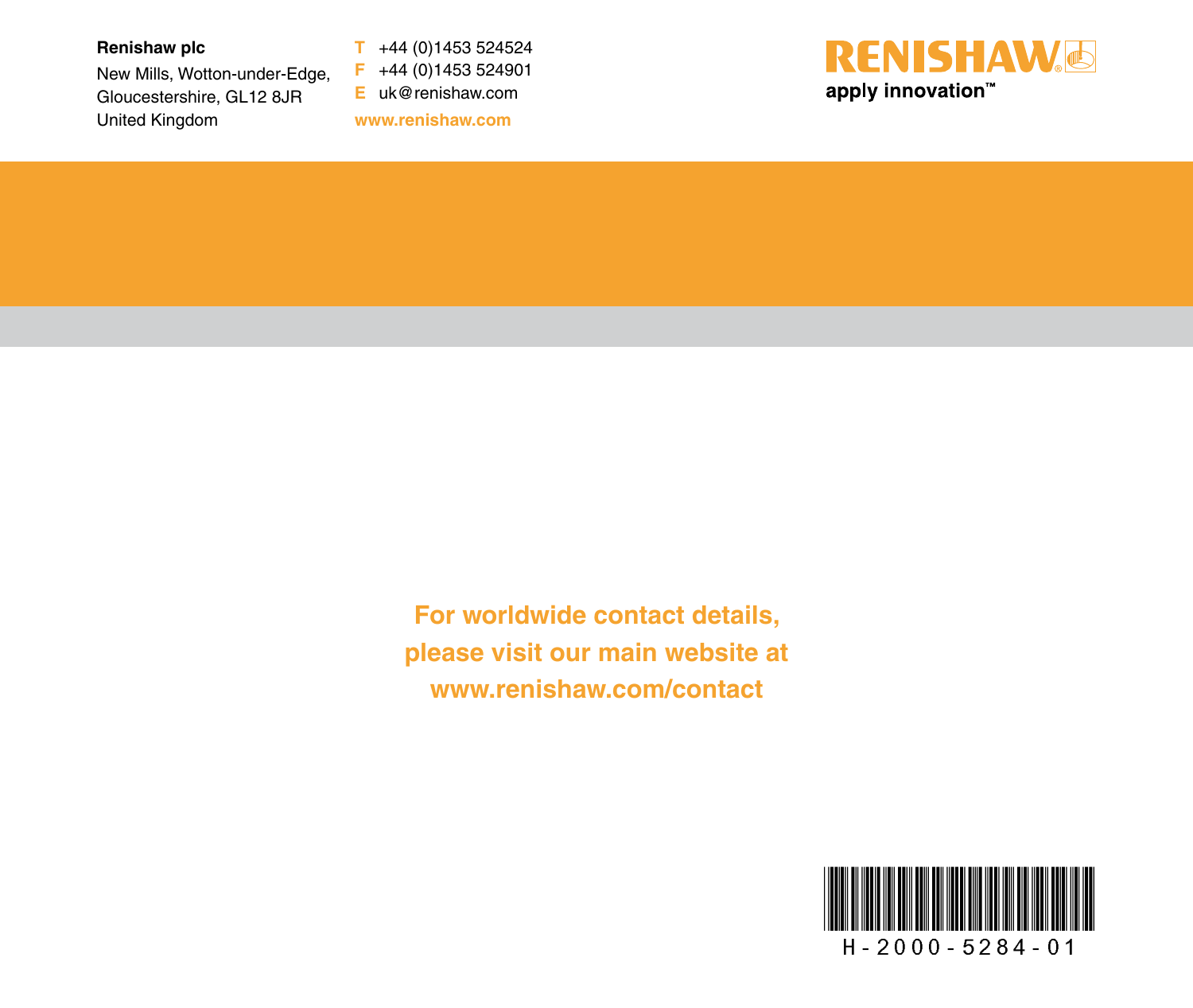**Renishaw plc**

New Mills, Wotton-under-Edge,
Gloucestershire, GL12 8JR
United Kingdom

**T** +44 (0)1453 524524
**F** +44 (0)1453 524901
**E** uk@renishaw.com
**www.renishaw.com**

RENISHAW
apply innovation™

**For worldwide contact details, please visit our main website at www.renishaw.com/contact**

H-2000-5284-01